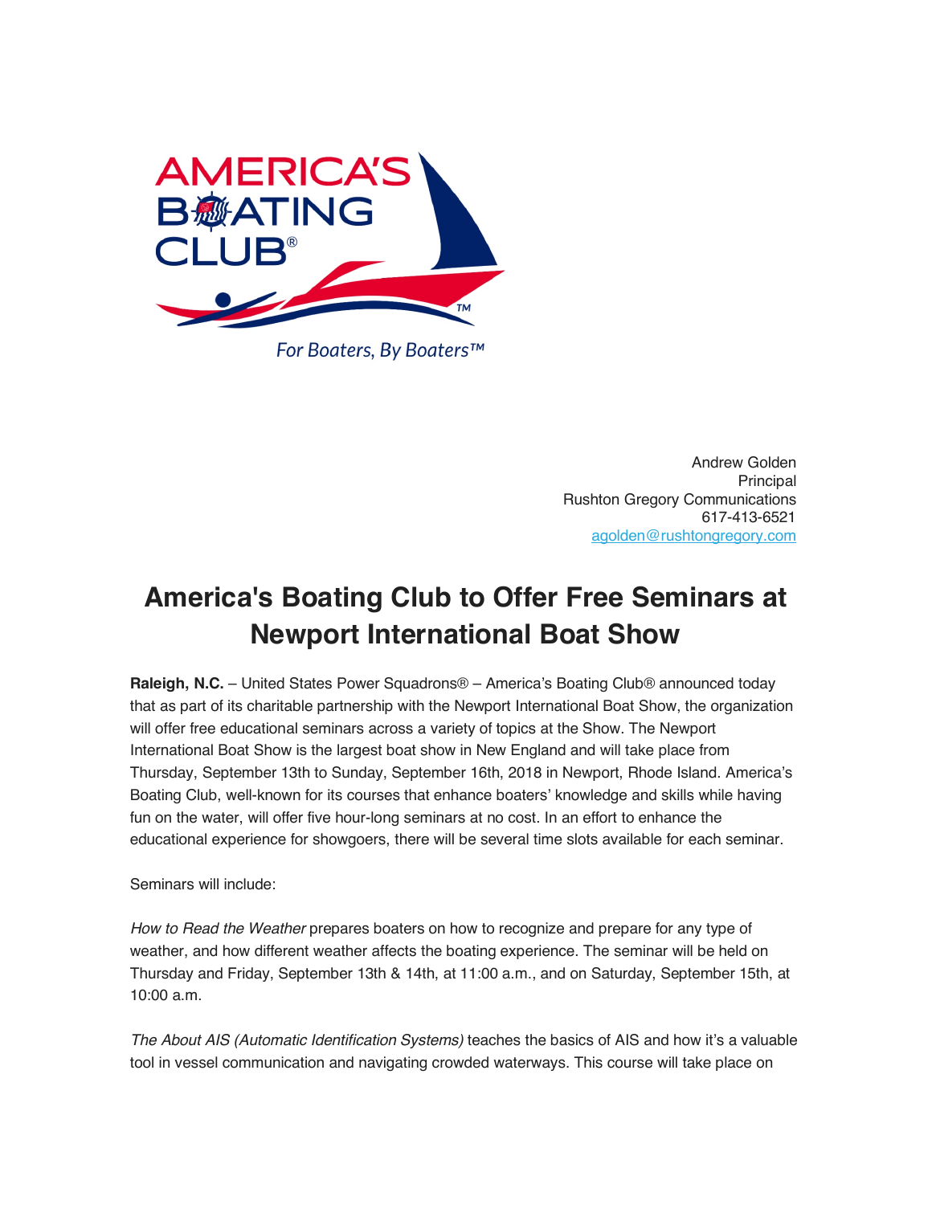AMERICA'S BOATING CLUB®

*For Boaters, By Boaters™*

Andrew Golden
Principal
Rushton Gregory Communications
617-413-6521
agolden@rushtongregory.com

# America's Boating Club to Offer Free Seminars at Newport International Boat Show

**Raleigh, N.C.** – United States Power Squadrons® – America's Boating Club® announced today that as part of its charitable partnership with the Newport International Boat Show, the organization will offer free educational seminars across a variety of topics at the Show. The Newport International Boat Show is the largest boat show in New England and will take place from Thursday, September 13th to Sunday, September 16th, 2018 in Newport, Rhode Island. America's Boating Club, well-known for its courses that enhance boaters' knowledge and skills while having fun on the water, will offer five hour-long seminars at no cost. In an effort to enhance the educational experience for showgoers, there will be several time slots available for each seminar.

Seminars will include:

*How to Read the Weather* prepares boaters on how to recognize and prepare for any type of weather, and how different weather affects the boating experience. The seminar will be held on Thursday and Friday, September 13th & 14th, at 11:00 a.m., and on Saturday, September 15th, at 10:00 a.m.

*The About AIS (Automatic Identification Systems)* teaches the basics of AIS and how it's a valuable tool in vessel communication and navigating crowded waterways. This course will take place on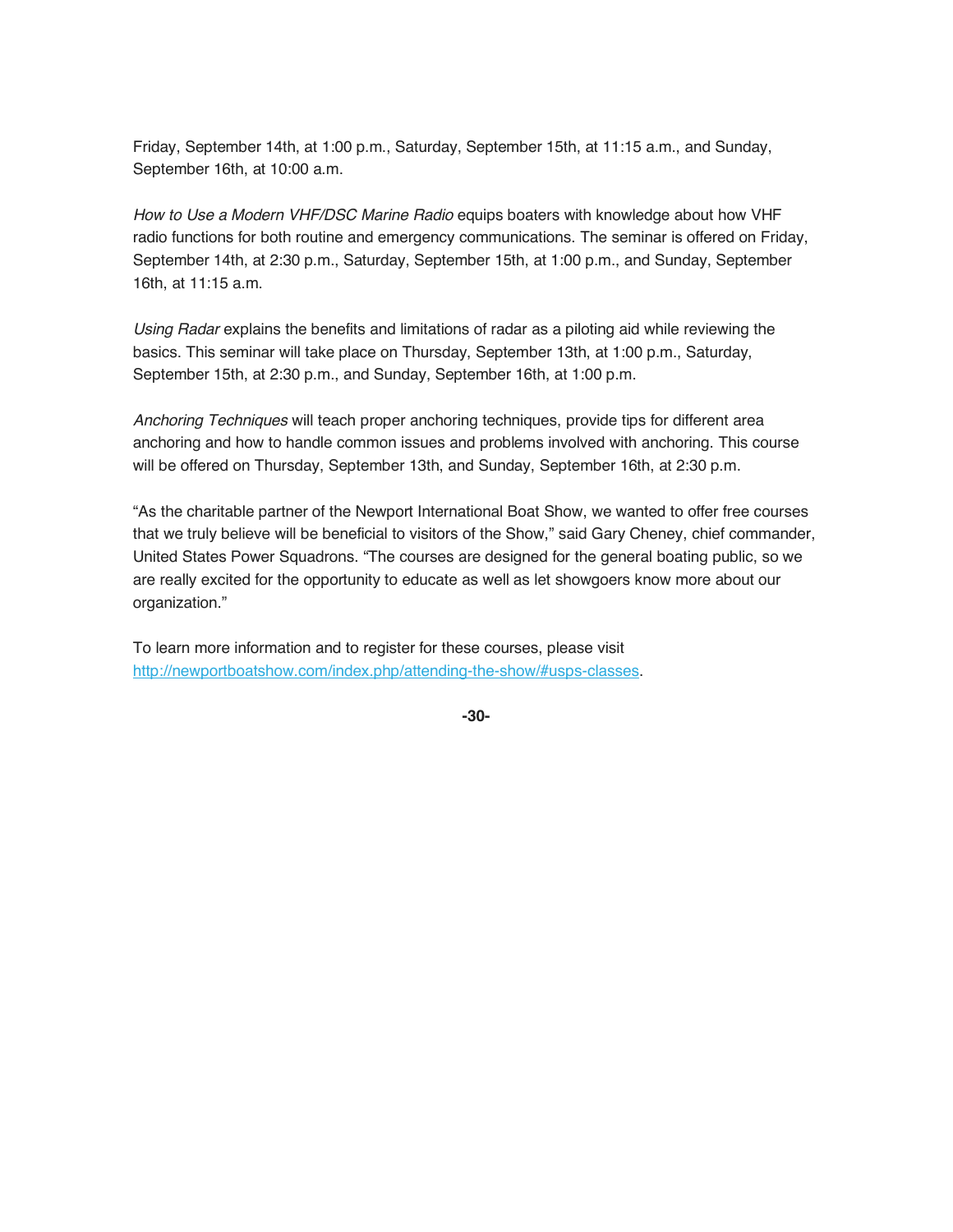Friday, September 14th, at 1:00 p.m., Saturday, September 15th, at 11:15 a.m., and Sunday, September 16th, at 10:00 a.m.

*How to Use a Modern VHF/DSC Marine Radio* equips boaters with knowledge about how VHF radio functions for both routine and emergency communications. The seminar is offered on Friday, September 14th, at 2:30 p.m., Saturday, September 15th, at 1:00 p.m., and Sunday, September 16th, at 11:15 a.m.

*Using Radar* explains the benefits and limitations of radar as a piloting aid while reviewing the basics. This seminar will take place on Thursday, September 13th, at 1:00 p.m., Saturday, September 15th, at 2:30 p.m., and Sunday, September 16th, at 1:00 p.m.

*Anchoring Techniques* will teach proper anchoring techniques, provide tips for different area anchoring and how to handle common issues and problems involved with anchoring. This course will be offered on Thursday, September 13th, and Sunday, September 16th, at 2:30 p.m.

"As the charitable partner of the Newport International Boat Show, we wanted to offer free courses that we truly believe will be beneficial to visitors of the Show," said Gary Cheney, chief commander, United States Power Squadrons. "The courses are designed for the general boating public, so we are really excited for the opportunity to educate as well as let showgoers know more about our organization."

To learn more information and to register for these courses, please visit [http://newportboatshow.com/index.php/attending-the-show/#usps-classes](http://newportboatshow.com/index.php/attending-the-show/#usps-classes).

**-30-**